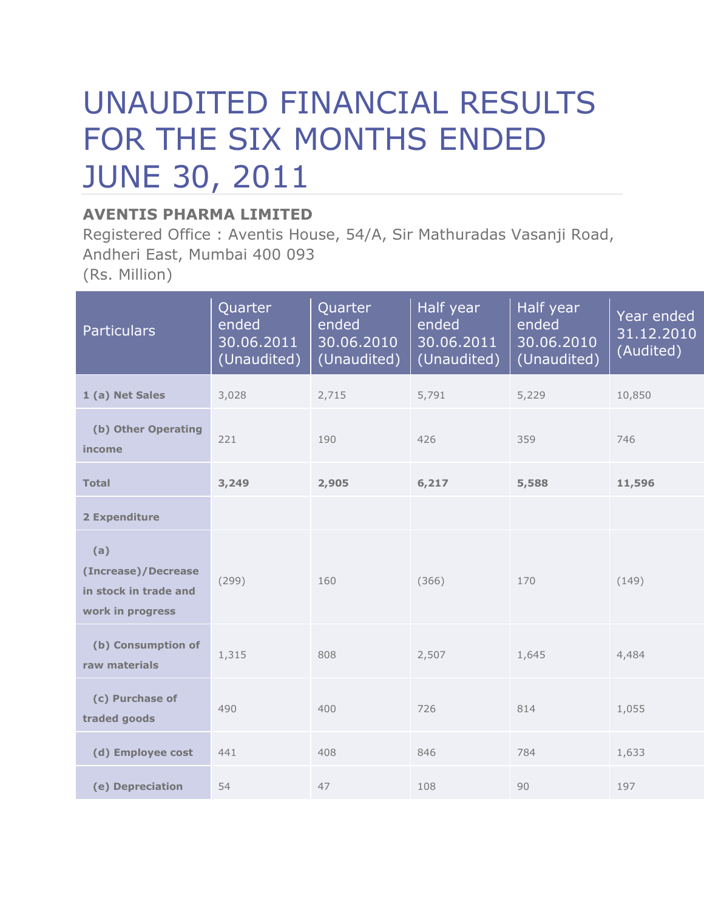# UNAUDITED FINANCIAL RESULTS FOR THE SIX MONTHS ENDED JUNE 30, 2011

**AVENTIS PHARMA LIMITED**

Registered Office : Aventis House, 54/A, Sir Mathuradas Vasanji Road, Andheri East, Mumbai 400 093

(Rs. Million)

| Particulars | Quarter ended 30.06.2011 (Unaudited) | Quarter ended 30.06.2010 (Unaudited) | Half year ended 30.06.2011 (Unaudited) | Half year ended 30.06.2010 (Unaudited) | Year ended 31.12.2010 (Audited) |
|---|---|---|---|---|---|
| **1 (a) Net Sales** | 3,028 | 2,715 | 5,791 | 5,229 | 10,850 |
| **(b) Other Operating income** | 221 | 190 | 426 | 359 | 746 |
| **Total** | **3,249** | **2,905** | **6,217** | **5,588** | **11,596** |
| **2 Expenditure** | | | | | |
| **(a) (Increase)/Decrease in stock in trade and work in progress** | (299) | 160 | (366) | 170 | (149) |
| **(b) Consumption of raw materials** | 1,315 | 808 | 2,507 | 1,645 | 4,484 |
| **(c) Purchase of traded goods** | 490 | 400 | 726 | 814 | 1,055 |
| **(d) Employee cost** | 441 | 408 | 846 | 784 | 1,633 |
| **(e) Depreciation** | 54 | 47 | 108 | 90 | 197 |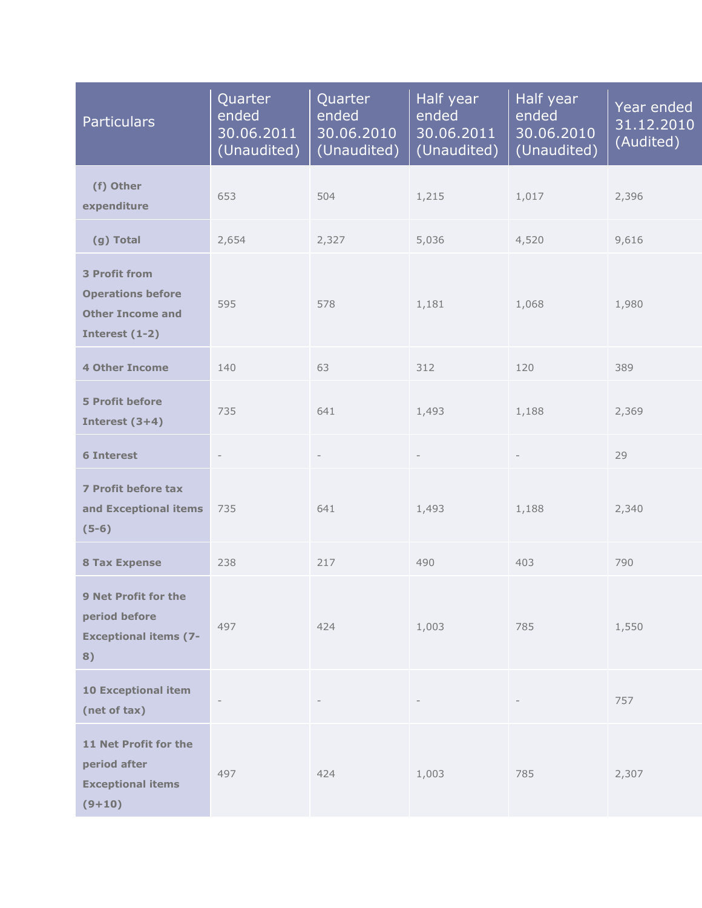| Particulars | Quarter ended 30.06.2011 (Unaudited) | Quarter ended 30.06.2010 (Unaudited) | Half year ended 30.06.2011 (Unaudited) | Half year ended 30.06.2010 (Unaudited) | Year ended 31.12.2010 (Audited) |
|---|---|---|---|---|---|
| **(f) Other expenditure** | 653 | 504 | 1,215 | 1,017 | 2,396 |
| **(g) Total** | 2,654 | 2,327 | 5,036 | 4,520 | 9,616 |
| **3 Profit from Operations before Other Income and Interest (1-2)** | 595 | 578 | 1,181 | 1,068 | 1,980 |
| **4 Other Income** | 140 | 63 | 312 | 120 | 389 |
| **5 Profit before Interest (3+4)** | 735 | 641 | 1,493 | 1,188 | 2,369 |
| **6 Interest** | - | - | - | - | 29 |
| **7 Profit before tax and Exceptional items (5-6)** | 735 | 641 | 1,493 | 1,188 | 2,340 |
| **8 Tax Expense** | 238 | 217 | 490 | 403 | 790 |
| **9 Net Profit for the period before Exceptional items (7-8)** | 497 | 424 | 1,003 | 785 | 1,550 |
| **10 Exceptional item (net of tax)** | - | - | - | - | 757 |
| **11 Net Profit for the period after Exceptional items (9+10)** | 497 | 424 | 1,003 | 785 | 2,307 |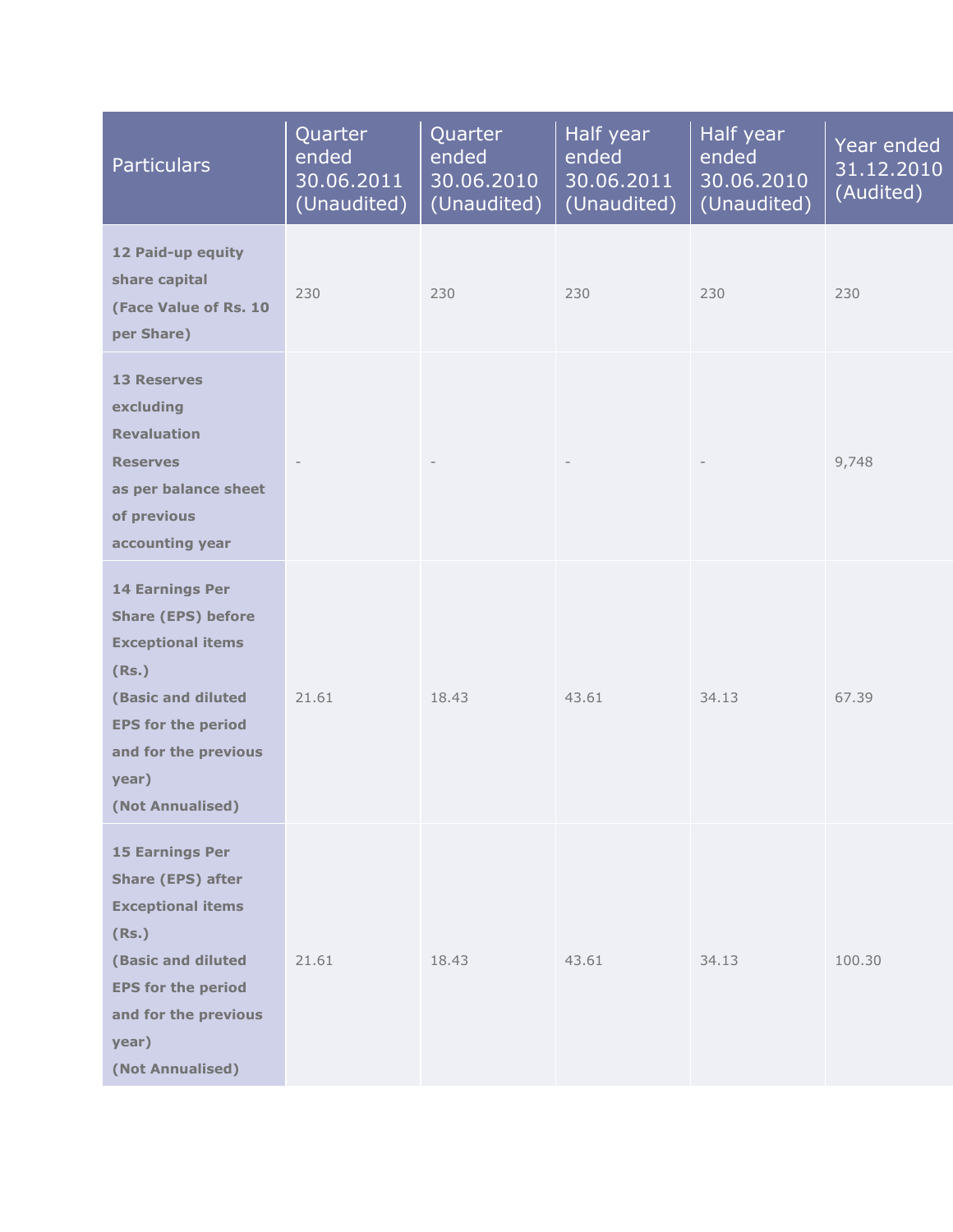| Particulars | Quarter ended 30.06.2011 (Unaudited) | Quarter ended 30.06.2010 (Unaudited) | Half year ended 30.06.2011 (Unaudited) | Half year ended 30.06.2010 (Unaudited) | Year ended 31.12.2010 (Audited) |
|---|---|---|---|---|---|
| **12 Paid-up equity share capital (Face Value of Rs. 10 per Share)** | 230 | 230 | 230 | 230 | 230 |
| **13 Reserves excluding Revaluation Reserves as per balance sheet of previous accounting year** | - | - | - | - | 9,748 |
| **14 Earnings Per Share (EPS) before Exceptional items (Rs.) (Basic and diluted EPS for the period and for the previous year) (Not Annualised)** | 21.61 | 18.43 | 43.61 | 34.13 | 67.39 |
| **15 Earnings Per Share (EPS) after Exceptional items (Rs.) (Basic and diluted EPS for the period and for the previous year) (Not Annualised)** | 21.61 | 18.43 | 43.61 | 34.13 | 100.30 |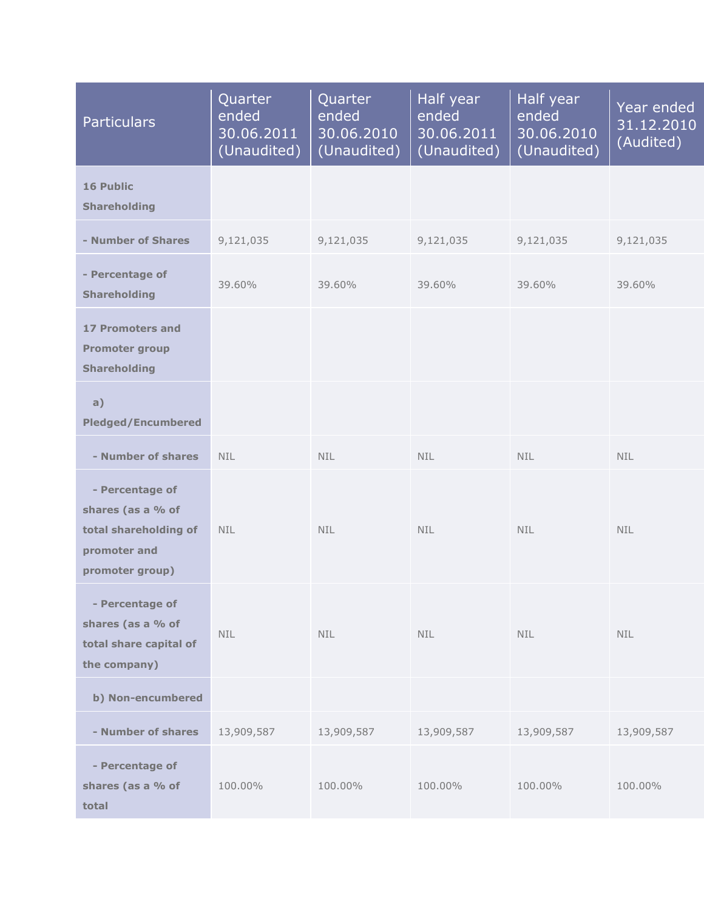| Particulars | Quarter ended 30.06.2011 (Unaudited) | Quarter ended 30.06.2010 (Unaudited) | Half year ended 30.06.2011 (Unaudited) | Half year ended 30.06.2010 (Unaudited) | Year ended 31.12.2010 (Audited) |
|---|---|---|---|---|---|
| **16 Public Shareholding** | | | | | |
| **- Number of Shares** | 9,121,035 | 9,121,035 | 9,121,035 | 9,121,035 | 9,121,035 |
| **- Percentage of Shareholding** | 39.60% | 39.60% | 39.60% | 39.60% | 39.60% |
| **17 Promoters and Promoter group Shareholding** | | | | | |
| **a) Pledged/Encumbered** | | | | | |
| **- Number of shares** | NIL | NIL | NIL | NIL | NIL |
| **- Percentage of shares (as a % of total shareholding of promoter and promoter group)** | NIL | NIL | NIL | NIL | NIL |
| **- Percentage of shares (as a % of total share capital of the company)** | NIL | NIL | NIL | NIL | NIL |
| **b) Non-encumbered** | | | | | |
| **- Number of shares** | 13,909,587 | 13,909,587 | 13,909,587 | 13,909,587 | 13,909,587 |
| **- Percentage of shares (as a % of total** | 100.00% | 100.00% | 100.00% | 100.00% | 100.00% |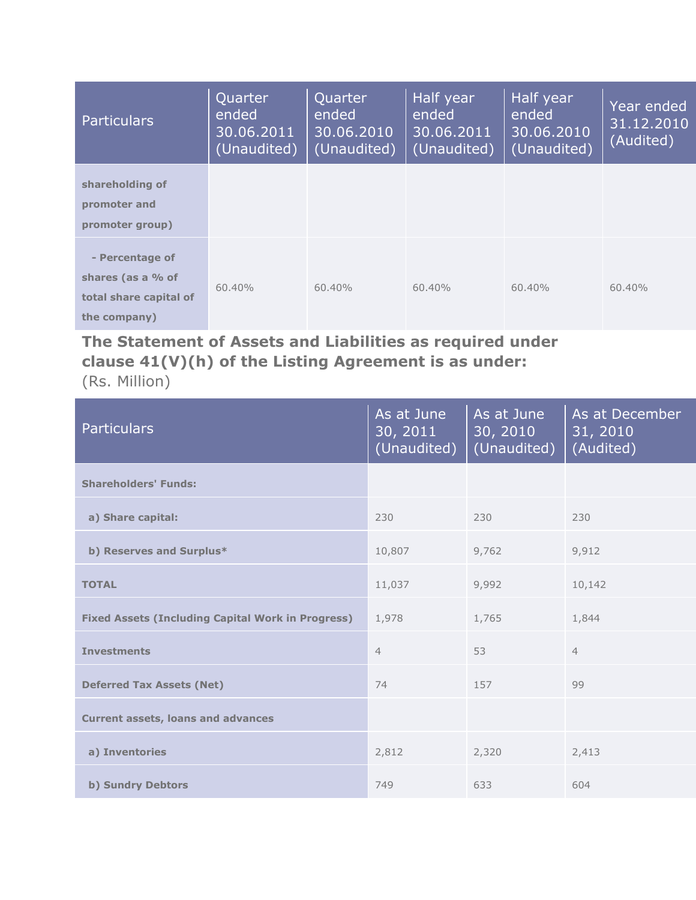| Particulars | Quarter ended 30.06.2011 (Unaudited) | Quarter ended 30.06.2010 (Unaudited) | Half year ended 30.06.2011 (Unaudited) | Half year ended 30.06.2010 (Unaudited) | Year ended 31.12.2010 (Audited) |
|---|---|---|---|---|---|
| **shareholding of promoter and promoter group)** | | | | | |
| **- Percentage of shares (as a % of total share capital of the company)** | 60.40% | 60.40% | 60.40% | 60.40% | 60.40% |

**The Statement of Assets and Liabilities as required under clause 41(V)(h) of the Listing Agreement is as under:**
(Rs. Million)

| Particulars | As at June 30, 2011 (Unaudited) | As at June 30, 2010 (Unaudited) | As at December 31, 2010 (Audited) |
|---|---|---|---|
| **Shareholders' Funds:** | | | |
| **a) Share capital:** | 230 | 230 | 230 |
| **b) Reserves and Surplus*** | 10,807 | 9,762 | 9,912 |
| **TOTAL** | 11,037 | 9,992 | 10,142 |
| **Fixed Assets (Including Capital Work in Progress)** | 1,978 | 1,765 | 1,844 |
| **Investments** | 4 | 53 | 4 |
| **Deferred Tax Assets (Net)** | 74 | 157 | 99 |
| **Current assets, loans and advances** | | | |
| **a) Inventories** | 2,812 | 2,320 | 2,413 |
| **b) Sundry Debtors** | 749 | 633 | 604 |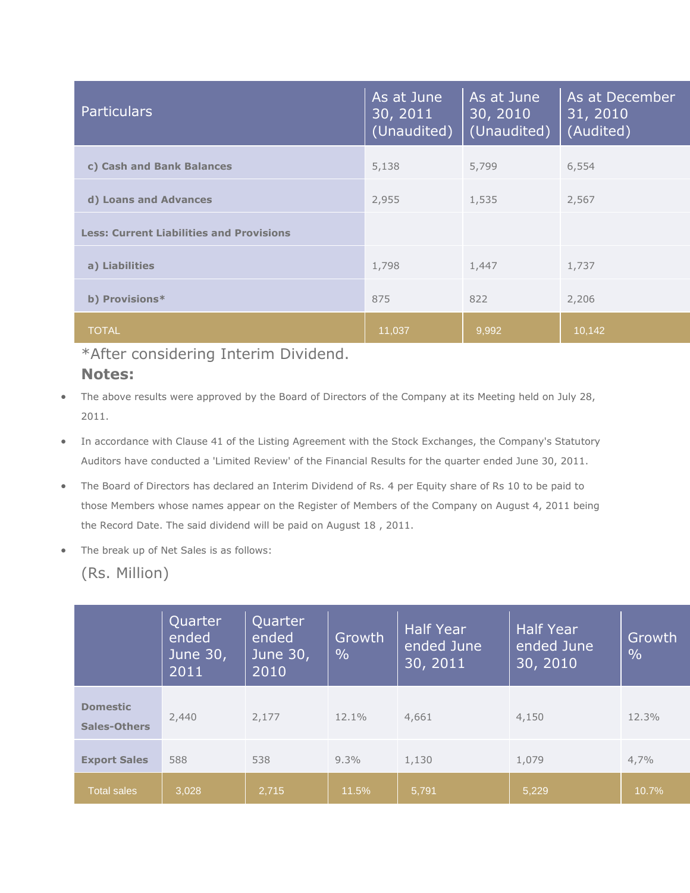| Particulars | As at June 30, 2011 (Unaudited) | As at June 30, 2010 (Unaudited) | As at December 31, 2010 (Audited) |
| --- | --- | --- | --- |
| **c) Cash and Bank Balances** | 5,138 | 5,799 | 6,554 |
| **d) Loans and Advances** | 2,955 | 1,535 | 2,567 |
| **Less: Current Liabilities and Provisions** | | | |
| **a) Liabilities** | 1,798 | 1,447 | 1,737 |
| **b) Provisions*** | 875 | 822 | 2,206 |
| TOTAL | 11,037 | 9,992 | 10,142 |

*After considering Interim Dividend.

**Notes:**

- The above results were approved by the Board of Directors of the Company at its Meeting held on July 28, 2011.
- In accordance with Clause 41 of the Listing Agreement with the Stock Exchanges, the Company's Statutory Auditors have conducted a 'Limited Review' of the Financial Results for the quarter ended June 30, 2011.
- The Board of Directors has declared an Interim Dividend of Rs. 4 per Equity share of Rs 10 to be paid to those Members whose names appear on the Register of Members of the Company on August 4, 2011 being the Record Date. The said dividend will be paid on August 18 , 2011.
- The break up of Net Sales is as follows:

(Rs. Million)

| | Quarter ended June 30, 2011 | Quarter ended June 30, 2010 | Growth % | Half Year ended June 30, 2011 | Half Year ended June 30, 2010 | Growth % |
| --- | --- | --- | --- | --- | --- | --- |
| **Domestic Sales-Others** | 2,440 | 2,177 | 12.1% | 4,661 | 4,150 | 12.3% |
| **Export Sales** | 588 | 538 | 9.3% | 1,130 | 1,079 | 4,7% |
| Total sales | 3,028 | 2,715 | 11.5% | 5,791 | 5,229 | 10.7% |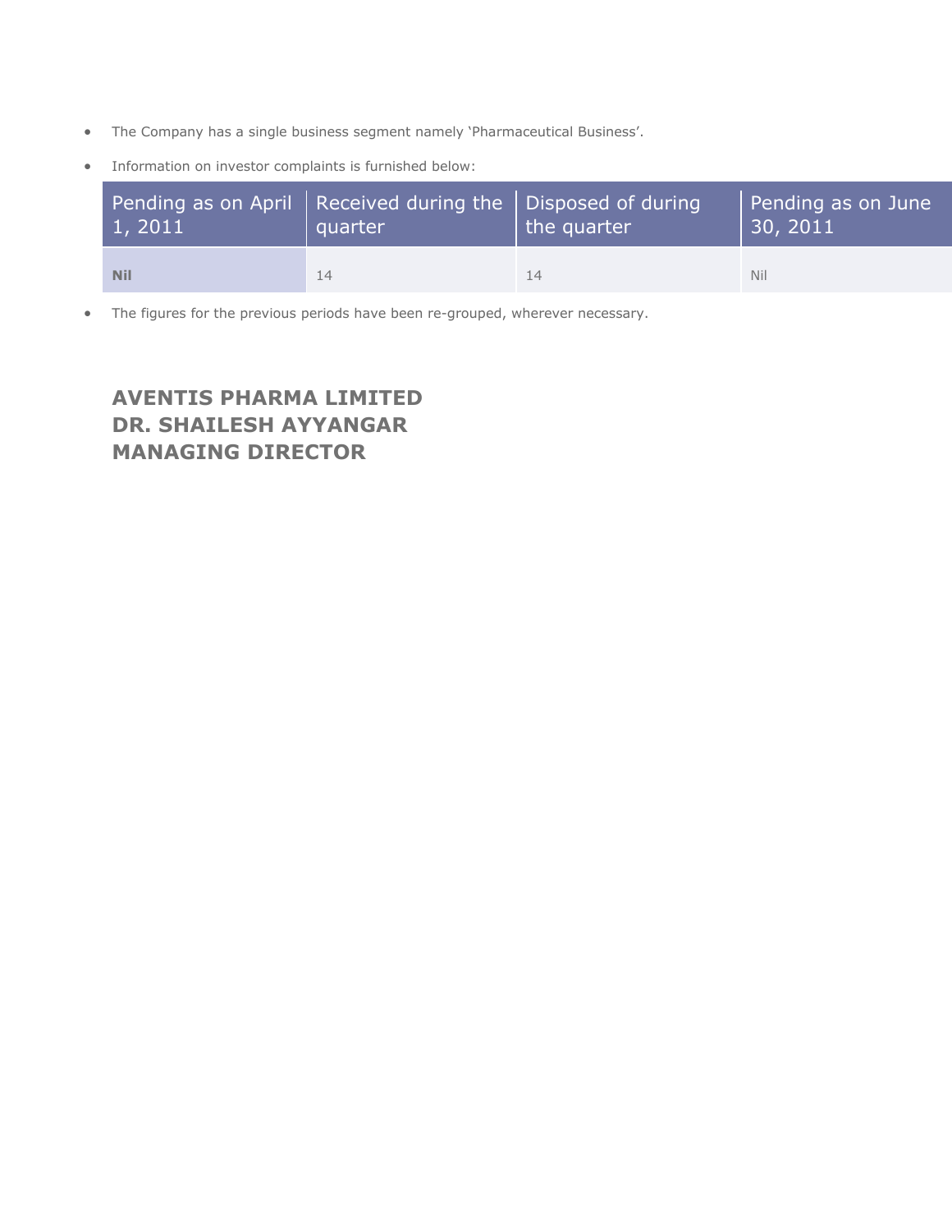- The Company has a single business segment namely 'Pharmaceutical Business'.
- Information on investor complaints is furnished below:

| Pending as on April 1, 2011 | Received during the quarter | Disposed of during the quarter | Pending as on June 30, 2011 |
|---|---|---|---|
| **Nil** | 14 | 14 | Nil |

- The figures for the previous periods have been re-grouped, wherever necessary.

**AVENTIS PHARMA LIMITED**
**DR. SHAILESH AYYANGAR**
**MANAGING DIRECTOR**